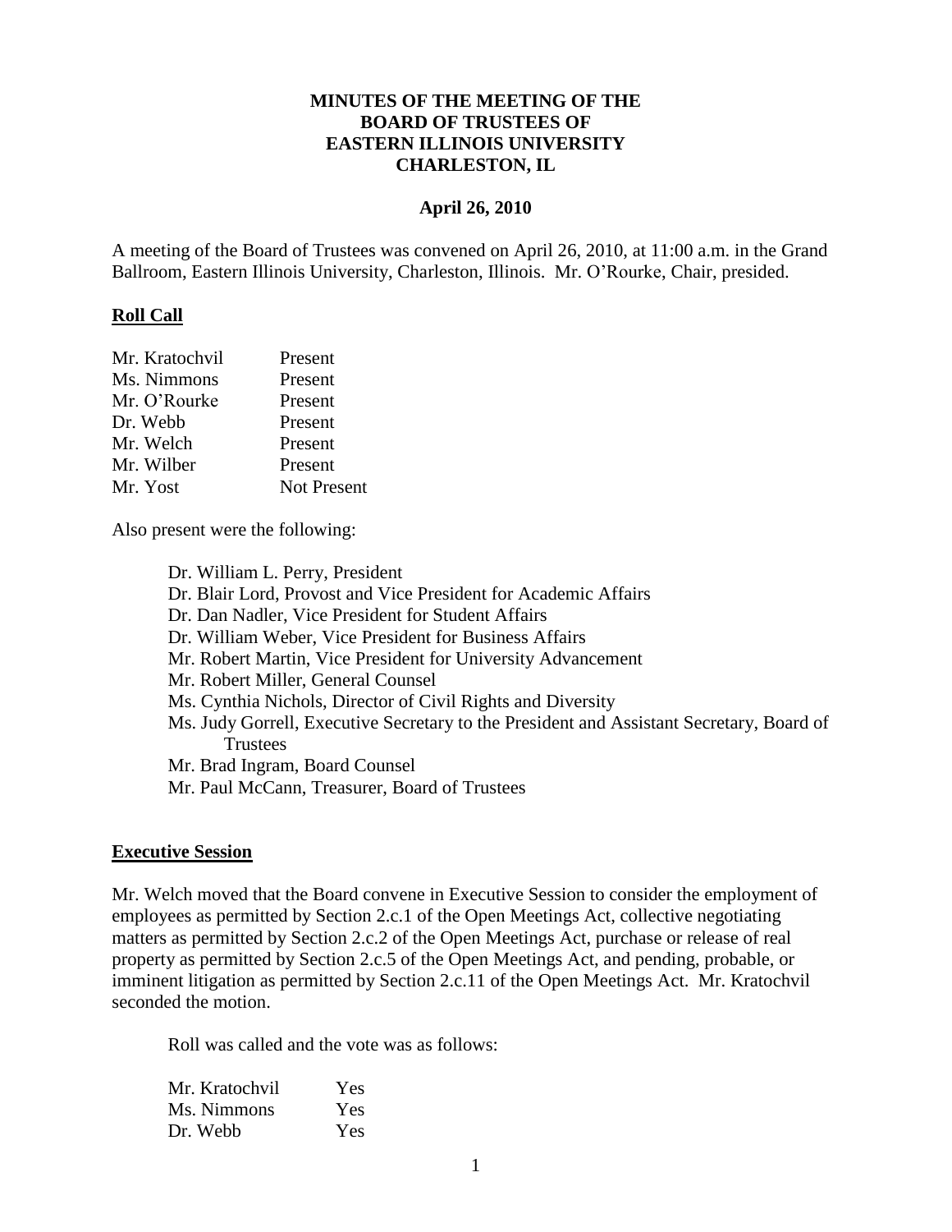# MINUTES OF THE MEETING OF THE BOARD OF TRUSTEES OF EASTERN ILLINOIS UNIVERSITY CHARLESTON, IL

**April 26, 2010**

A meeting of the Board of Trustees was convened on April 26, 2010, at 11:00 a.m. in the Grand Ballroom, Eastern Illinois University, Charleston, Illinois. Mr. O'Rourke, Chair, presided.

## Roll Call

| | |
|---|---|
| Mr. Kratochvil | Present |
| Ms. Nimmons | Present |
| Mr. O'Rourke | Present |
| Dr. Webb | Present |
| Mr. Welch | Present |
| Mr. Wilber | Present |
| Mr. Yost | Not Present |

Also present were the following:

- Dr. William L. Perry, President
- Dr. Blair Lord, Provost and Vice President for Academic Affairs
- Dr. Dan Nadler, Vice President for Student Affairs
- Dr. William Weber, Vice President for Business Affairs
- Mr. Robert Martin, Vice President for University Advancement
- Mr. Robert Miller, General Counsel
- Ms. Cynthia Nichols, Director of Civil Rights and Diversity
- Ms. Judy Gorrell, Executive Secretary to the President and Assistant Secretary, Board of Trustees
- Mr. Brad Ingram, Board Counsel
- Mr. Paul McCann, Treasurer, Board of Trustees

## Executive Session

Mr. Welch moved that the Board convene in Executive Session to consider the employment of employees as permitted by Section 2.c.1 of the Open Meetings Act, collective negotiating matters as permitted by Section 2.c.2 of the Open Meetings Act, purchase or release of real property as permitted by Section 2.c.5 of the Open Meetings Act, and pending, probable, or imminent litigation as permitted by Section 2.c.11 of the Open Meetings Act. Mr. Kratochvil seconded the motion.

Roll was called and the vote was as follows:

| | |
|---|---|
| Mr. Kratochvil | Yes |
| Ms. Nimmons | Yes |
| Dr. Webb | Yes |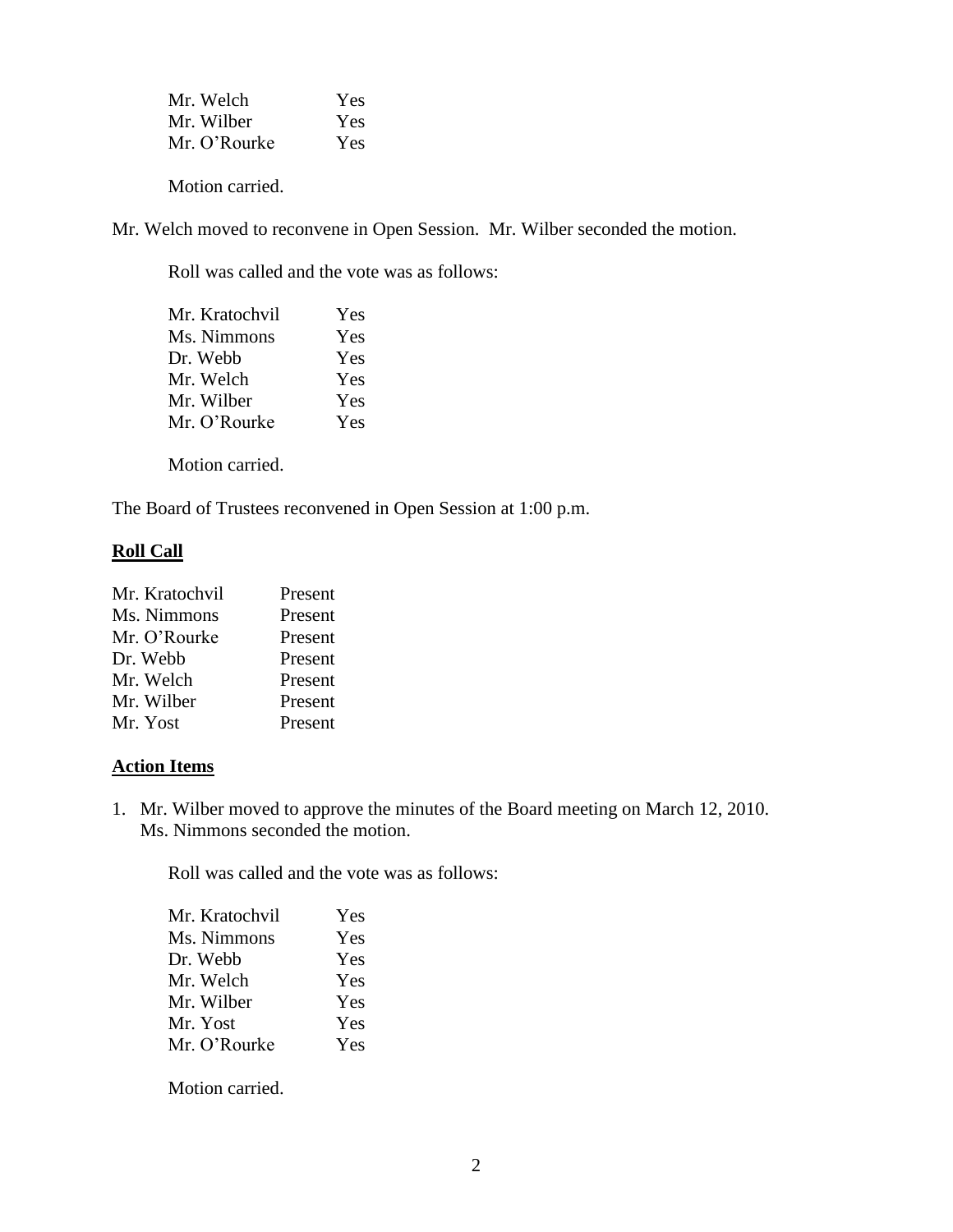| | |
|---|---|
| Mr. Welch | Yes |
| Mr. Wilber | Yes |
| Mr. O'Rourke | Yes |

Motion carried.

Mr. Welch moved to reconvene in Open Session. Mr. Wilber seconded the motion.

Roll was called and the vote was as follows:

| | |
|---|---|
| Mr. Kratochvil | Yes |
| Ms. Nimmons | Yes |
| Dr. Webb | Yes |
| Mr. Welch | Yes |
| Mr. Wilber | Yes |
| Mr. O'Rourke | Yes |

Motion carried.

The Board of Trustees reconvened in Open Session at 1:00 p.m.

## **Roll Call**

| | |
|---|---|
| Mr. Kratochvil | Present |
| Ms. Nimmons | Present |
| Mr. O'Rourke | Present |
| Dr. Webb | Present |
| Mr. Welch | Present |
| Mr. Wilber | Present |
| Mr. Yost | Present |

## **Action Items**

1. Mr. Wilber moved to approve the minutes of the Board meeting on March 12, 2010. Ms. Nimmons seconded the motion.

   Roll was called and the vote was as follows:

   | | |
   |---|---|
   | Mr. Kratochvil | Yes |
   | Ms. Nimmons | Yes |
   | Dr. Webb | Yes |
   | Mr. Welch | Yes |
   | Mr. Wilber | Yes |
   | Mr. Yost | Yes |
   | Mr. O'Rourke | Yes |

   Motion carried.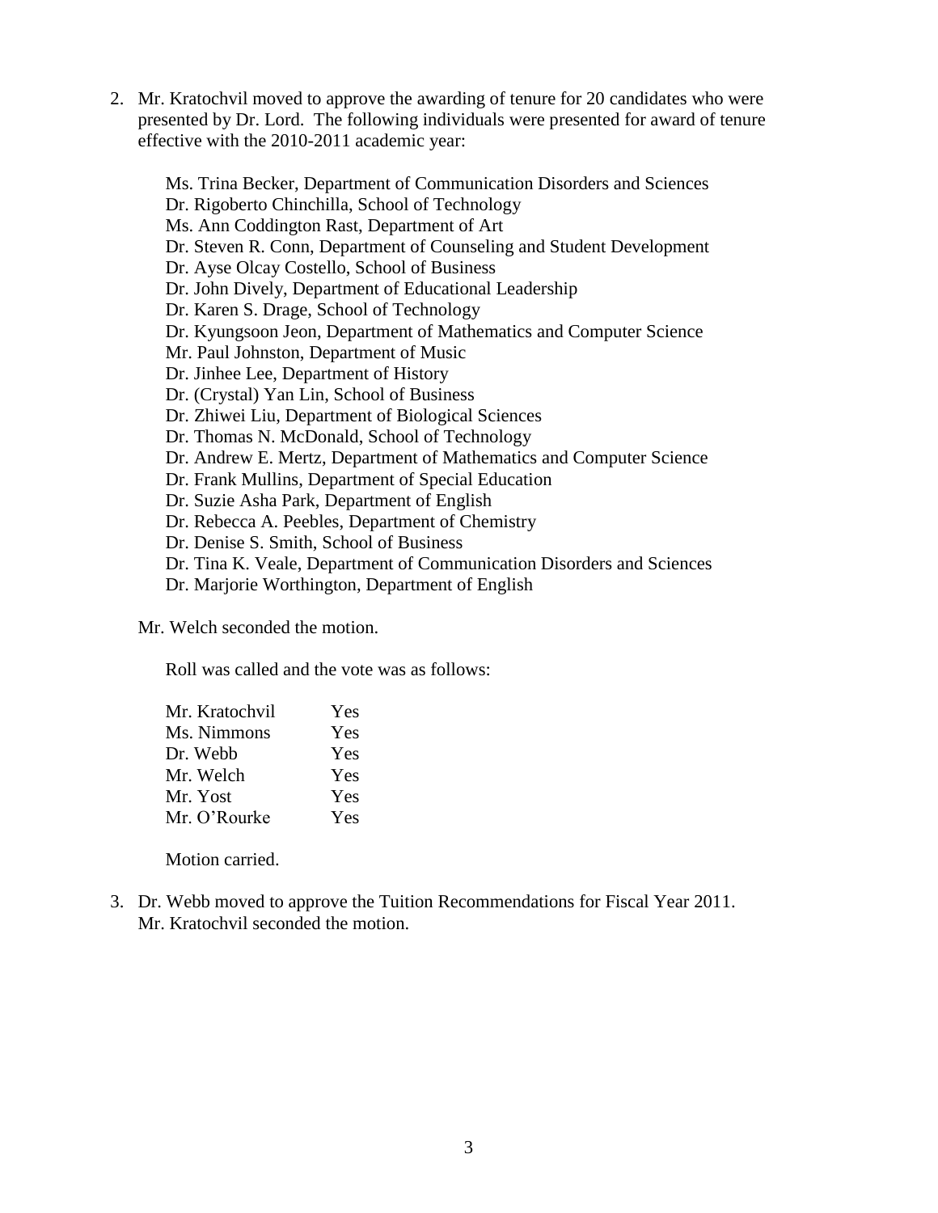2. Mr. Kratochvil moved to approve the awarding of tenure for 20 candidates who were presented by Dr. Lord. The following individuals were presented for award of tenure effective with the 2010-2011 academic year:

   Ms. Trina Becker, Department of Communication Disorders and Sciences
   Dr. Rigoberto Chinchilla, School of Technology
   Ms. Ann Coddington Rast, Department of Art
   Dr. Steven R. Conn, Department of Counseling and Student Development
   Dr. Ayse Olcay Costello, School of Business
   Dr. John Dively, Department of Educational Leadership
   Dr. Karen S. Drage, School of Technology
   Dr. Kyungsoon Jeon, Department of Mathematics and Computer Science
   Mr. Paul Johnston, Department of Music
   Dr. Jinhee Lee, Department of History
   Dr. (Crystal) Yan Lin, School of Business
   Dr. Zhiwei Liu, Department of Biological Sciences
   Dr. Thomas N. McDonald, School of Technology
   Dr. Andrew E. Mertz, Department of Mathematics and Computer Science
   Dr. Frank Mullins, Department of Special Education
   Dr. Suzie Asha Park, Department of English
   Dr. Rebecca A. Peebles, Department of Chemistry
   Dr. Denise S. Smith, School of Business
   Dr. Tina K. Veale, Department of Communication Disorders and Sciences
   Dr. Marjorie Worthington, Department of English

   Mr. Welch seconded the motion.

   Roll was called and the vote was as follows:

   | | |
   |---|---|
   | Mr. Kratochvil | Yes |
   | Ms. Nimmons | Yes |
   | Dr. Webb | Yes |
   | Mr. Welch | Yes |
   | Mr. Yost | Yes |
   | Mr. O'Rourke | Yes |

   Motion carried.

3. Dr. Webb moved to approve the Tuition Recommendations for Fiscal Year 2011. Mr. Kratochvil seconded the motion.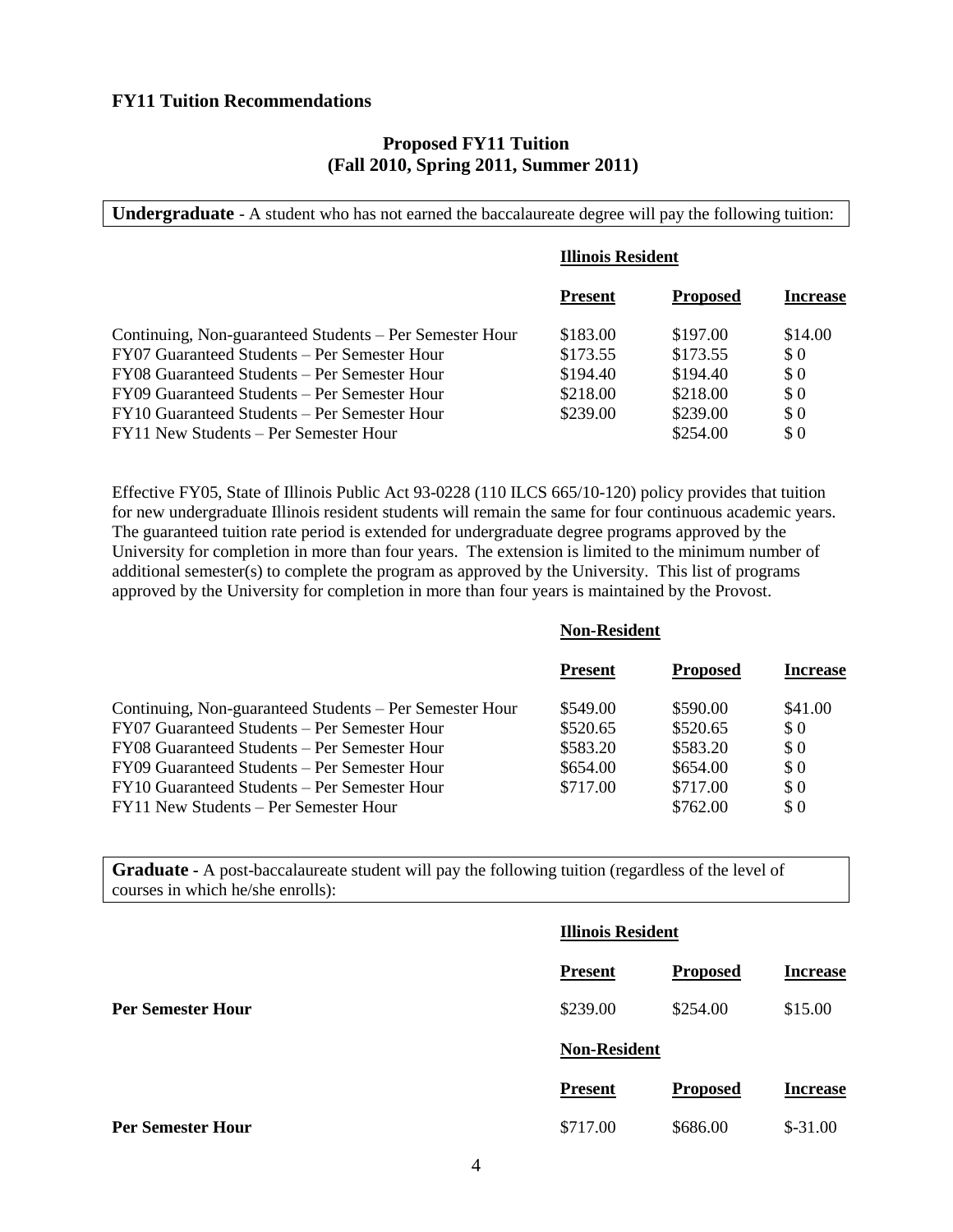**FY11 Tuition Recommendations**

## Proposed FY11 Tuition
## (Fall 2010, Spring 2011, Summer 2011)

**Undergraduate** - A student who has not earned the baccalaureate degree will pay the following tuition:

**Illinois Resident**

| | Present | Proposed | Increase |
|---|---|---|---|
| Continuing, Non-guaranteed Students – Per Semester Hour | $183.00 | $197.00 | $14.00 |
| FY07 Guaranteed Students – Per Semester Hour | $173.55 | $173.55 | $ 0 |
| FY08 Guaranteed Students – Per Semester Hour | $194.40 | $194.40 | $ 0 |
| FY09 Guaranteed Students – Per Semester Hour | $218.00 | $218.00 | $ 0 |
| FY10 Guaranteed Students – Per Semester Hour | $239.00 | $239.00 | $ 0 |
| FY11 New Students – Per Semester Hour | | $254.00 | $ 0 |

Effective FY05, State of Illinois Public Act 93-0228 (110 ILCS 665/10-120) policy provides that tuition for new undergraduate Illinois resident students will remain the same for four continuous academic years. The guaranteed tuition rate period is extended for undergraduate degree programs approved by the University for completion in more than four years. The extension is limited to the minimum number of additional semester(s) to complete the program as approved by the University. This list of programs approved by the University for completion in more than four years is maintained by the Provost.

**Non-Resident**

| | Present | Proposed | Increase |
|---|---|---|---|
| Continuing, Non-guaranteed Students – Per Semester Hour | $549.00 | $590.00 | $41.00 |
| FY07 Guaranteed Students – Per Semester Hour | $520.65 | $520.65 | $ 0 |
| FY08 Guaranteed Students – Per Semester Hour | $583.20 | $583.20 | $ 0 |
| FY09 Guaranteed Students – Per Semester Hour | $654.00 | $654.00 | $ 0 |
| FY10 Guaranteed Students – Per Semester Hour | $717.00 | $717.00 | $ 0 |
| FY11 New Students – Per Semester Hour | | $762.00 | $ 0 |

**Graduate** - A post-baccalaureate student will pay the following tuition (regardless of the level of courses in which he/she enrolls):

**Illinois Resident**

| | Present | Proposed | Increase |
|---|---|---|---|
| **Per Semester Hour** | $239.00 | $254.00 | $15.00 |

**Non-Resident**

| | Present | Proposed | Increase |
|---|---|---|---|
| **Per Semester Hour** | $717.00 | $686.00 | $-31.00 |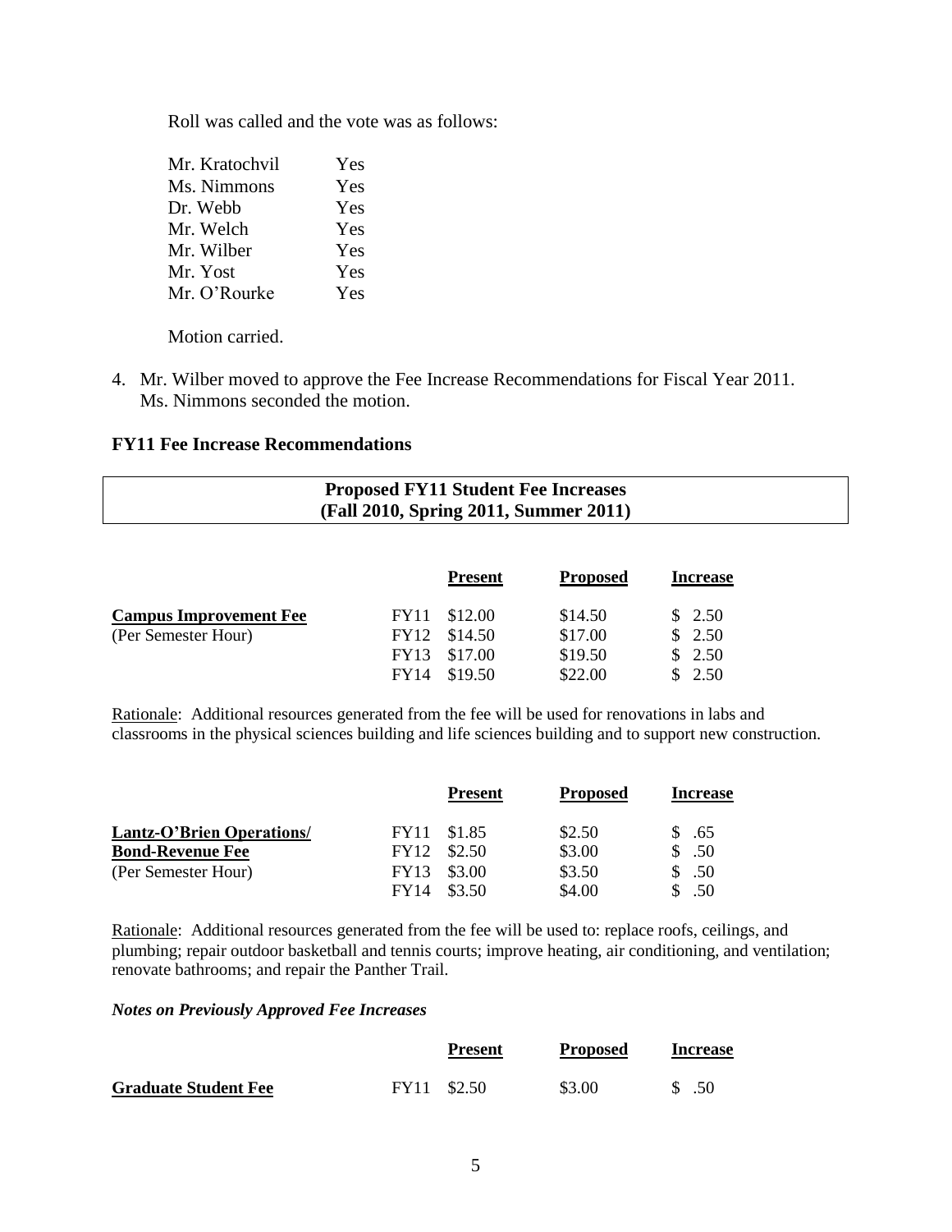Roll was called and the vote was as follows:

| | |
|---|---|
| Mr. Kratochvil | Yes |
| Ms. Nimmons | Yes |
| Dr. Webb | Yes |
| Mr. Welch | Yes |
| Mr. Wilber | Yes |
| Mr. Yost | Yes |
| Mr. O'Rourke | Yes |

Motion carried.

4. Mr. Wilber moved to approve the Fee Increase Recommendations for Fiscal Year 2011. Ms. Nimmons seconded the motion.

### FY11 Fee Increase Recommendations

**Proposed FY11 Student Fee Increases**
**(Fall 2010, Spring 2011, Summer 2011)**

| | | Present | Proposed | Increase |
|---|---|---|---|---|
| **Campus Improvement Fee** | FY11 | $12.00 | $14.50 | $ 2.50 |
| (Per Semester Hour) | FY12 | $14.50 | $17.00 | $ 2.50 |
| | FY13 | $17.00 | $19.50 | $ 2.50 |
| | FY14 | $19.50 | $22.00 | $ 2.50 |

Rationale: Additional resources generated from the fee will be used for renovations in labs and classrooms in the physical sciences building and life sciences building and to support new construction.

| | | Present | Proposed | Increase |
|---|---|---|---|---|
| **Lantz-O'Brien Operations/** | FY11 | $1.85 | $2.50 | $ .65 |
| **Bond-Revenue Fee** | FY12 | $2.50 | $3.00 | $ .50 |
| (Per Semester Hour) | FY13 | $3.00 | $3.50 | $ .50 |
| | FY14 | $3.50 | $4.00 | $ .50 |

Rationale: Additional resources generated from the fee will be used to: replace roofs, ceilings, and plumbing; repair outdoor basketball and tennis courts; improve heating, air conditioning, and ventilation; renovate bathrooms; and repair the Panther Trail.

***Notes on Previously Approved Fee Increases***

| | | Present | Proposed | Increase |
|---|---|---|---|---|
| **Graduate Student Fee** | FY11 | $2.50 | $3.00 | $ .50 |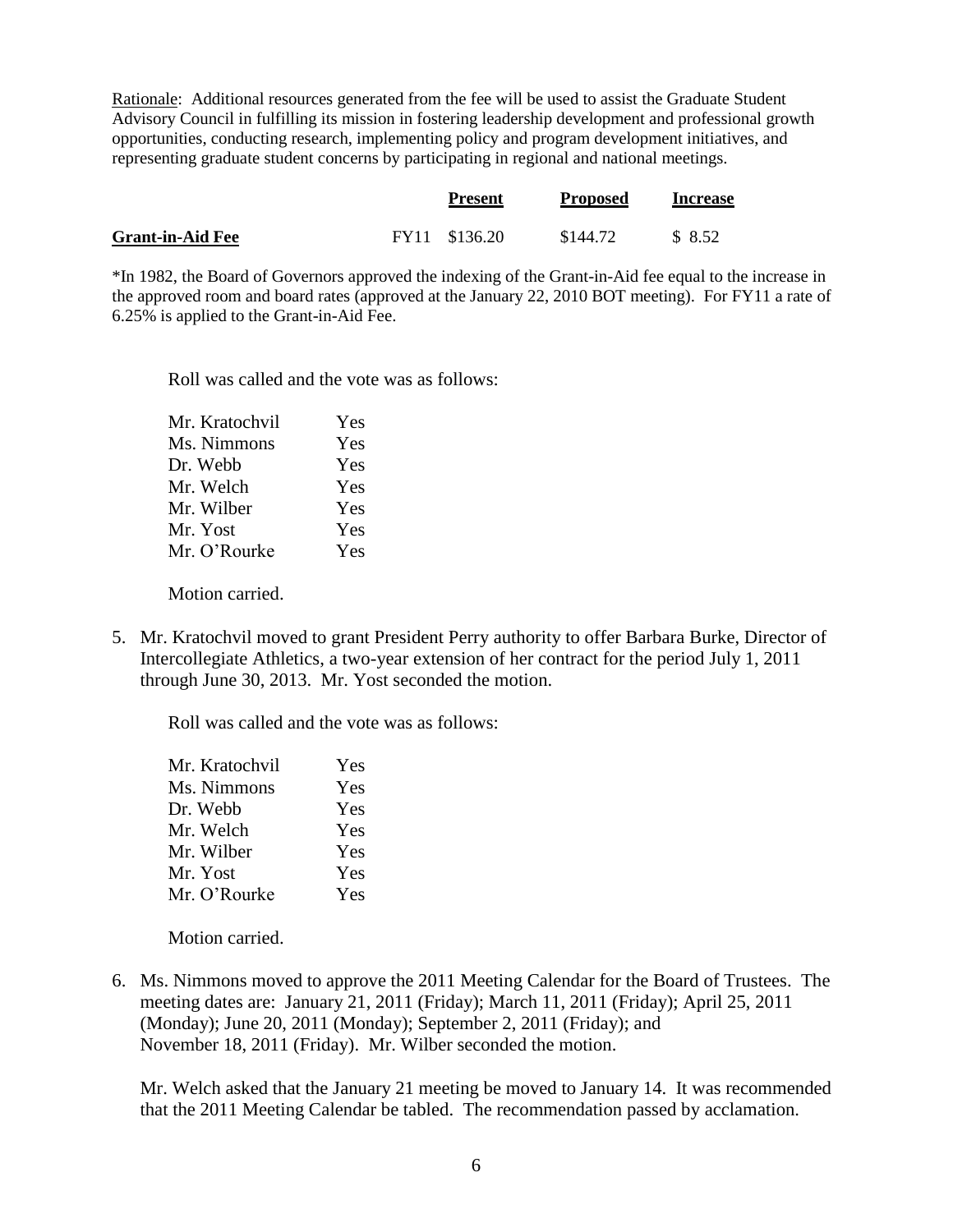Rationale: Additional resources generated from the fee will be used to assist the Graduate Student Advisory Council in fulfilling its mission in fostering leadership development and professional growth opportunities, conducting research, implementing policy and program development initiatives, and representing graduate student concerns by participating in regional and national meetings.

| | | Present | Proposed | Increase |
|---|---|---|---|---|
| **Grant-in-Aid Fee** | FY11 | $136.20 | $144.72 | $ 8.52 |

*In 1982, the Board of Governors approved the indexing of the Grant-in-Aid fee equal to the increase in the approved room and board rates (approved at the January 22, 2010 BOT meeting). For FY11 a rate of 6.25% is applied to the Grant-in-Aid Fee.

Roll was called and the vote was as follows:

| | |
|---|---|
| Mr. Kratochvil | Yes |
| Ms. Nimmons | Yes |
| Dr. Webb | Yes |
| Mr. Welch | Yes |
| Mr. Wilber | Yes |
| Mr. Yost | Yes |
| Mr. O'Rourke | Yes |

Motion carried.

5. Mr. Kratochvil moved to grant President Perry authority to offer Barbara Burke, Director of Intercollegiate Athletics, a two-year extension of her contract for the period July 1, 2011 through June 30, 2013. Mr. Yost seconded the motion.

   Roll was called and the vote was as follows:

   | | |
   |---|---|
   | Mr. Kratochvil | Yes |
   | Ms. Nimmons | Yes |
   | Dr. Webb | Yes |
   | Mr. Welch | Yes |
   | Mr. Wilber | Yes |
   | Mr. Yost | Yes |
   | Mr. O'Rourke | Yes |

   Motion carried.

6. Ms. Nimmons moved to approve the 2011 Meeting Calendar for the Board of Trustees. The meeting dates are: January 21, 2011 (Friday); March 11, 2011 (Friday); April 25, 2011 (Monday); June 20, 2011 (Monday); September 2, 2011 (Friday); and November 18, 2011 (Friday). Mr. Wilber seconded the motion.

   Mr. Welch asked that the January 21 meeting be moved to January 14. It was recommended that the 2011 Meeting Calendar be tabled. The recommendation passed by acclamation.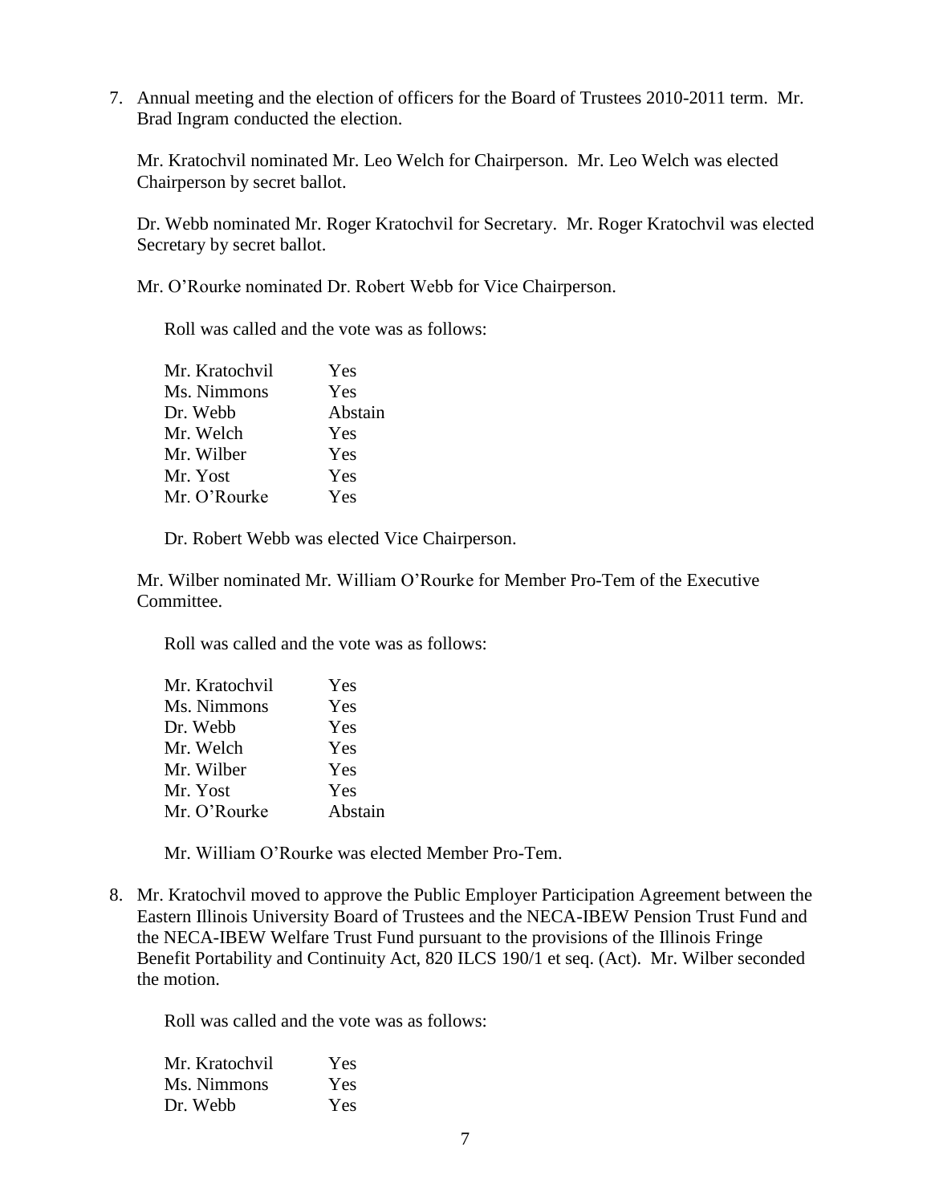7. Annual meeting and the election of officers for the Board of Trustees 2010-2011 term. Mr. Brad Ingram conducted the election.

   Mr. Kratochvil nominated Mr. Leo Welch for Chairperson. Mr. Leo Welch was elected Chairperson by secret ballot.

   Dr. Webb nominated Mr. Roger Kratochvil for Secretary. Mr. Roger Kratochvil was elected Secretary by secret ballot.

   Mr. O'Rourke nominated Dr. Robert Webb for Vice Chairperson.

   Roll was called and the vote was as follows:

   | | |
   |---|---|
   | Mr. Kratochvil | Yes |
   | Ms. Nimmons | Yes |
   | Dr. Webb | Abstain |
   | Mr. Welch | Yes |
   | Mr. Wilber | Yes |
   | Mr. Yost | Yes |
   | Mr. O'Rourke | Yes |

   Dr. Robert Webb was elected Vice Chairperson.

   Mr. Wilber nominated Mr. William O'Rourke for Member Pro-Tem of the Executive Committee.

   Roll was called and the vote was as follows:

   | | |
   |---|---|
   | Mr. Kratochvil | Yes |
   | Ms. Nimmons | Yes |
   | Dr. Webb | Yes |
   | Mr. Welch | Yes |
   | Mr. Wilber | Yes |
   | Mr. Yost | Yes |
   | Mr. O'Rourke | Abstain |

   Mr. William O'Rourke was elected Member Pro-Tem.

8. Mr. Kratochvil moved to approve the Public Employer Participation Agreement between the Eastern Illinois University Board of Trustees and the NECA-IBEW Pension Trust Fund and the NECA-IBEW Welfare Trust Fund pursuant to the provisions of the Illinois Fringe Benefit Portability and Continuity Act, 820 ILCS 190/1 et seq. (Act). Mr. Wilber seconded the motion.

   Roll was called and the vote was as follows:

   | | |
   |---|---|
   | Mr. Kratochvil | Yes |
   | Ms. Nimmons | Yes |
   | Dr. Webb | Yes |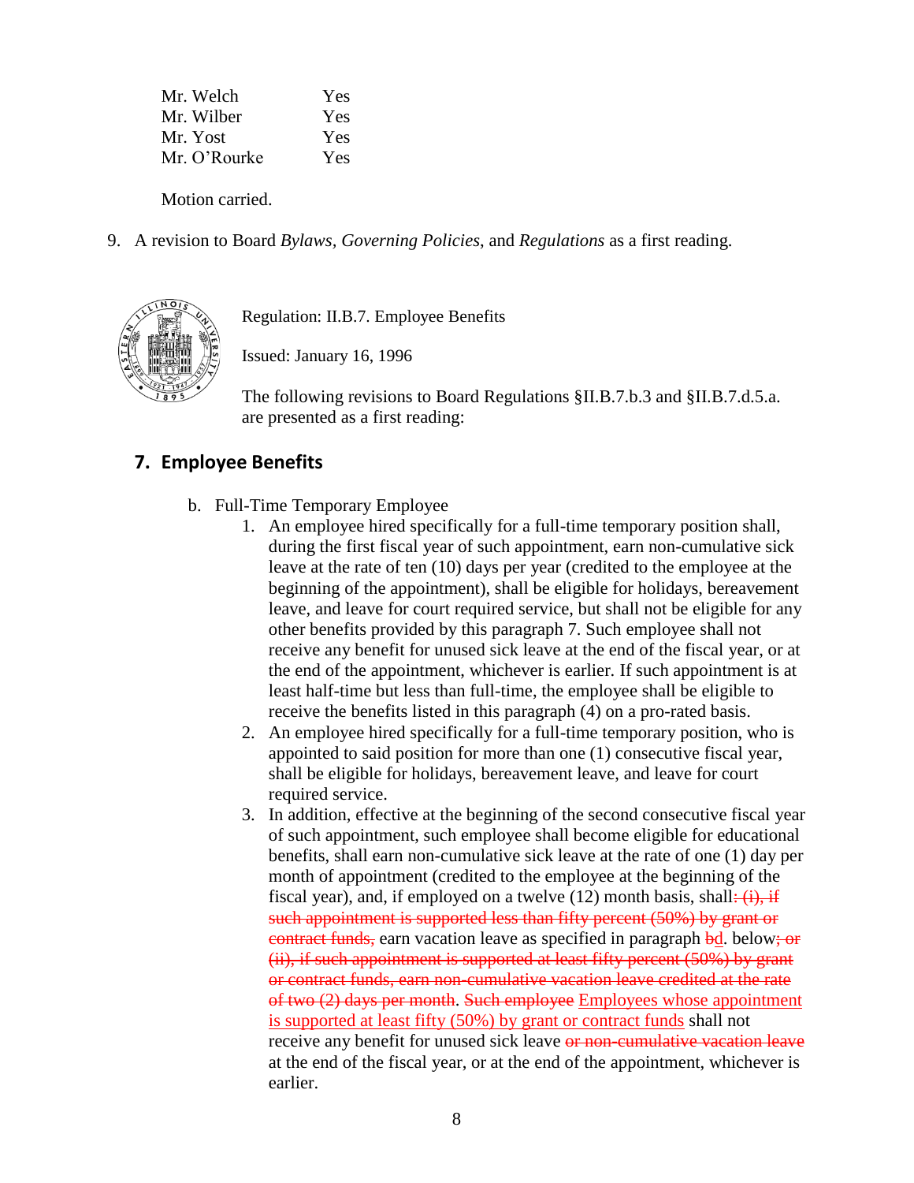| | |
|---|---|
| Mr. Welch | Yes |
| Mr. Wilber | Yes |
| Mr. Yost | Yes |
| Mr. O'Rourke | Yes |

Motion carried.

9. A revision to Board *Bylaws*, *Governing Policies*, and *Regulations* as a first reading.

Regulation: II.B.7. Employee Benefits

Issued: January 16, 1996

The following revisions to Board Regulations §II.B.7.b.3 and §II.B.7.d.5.a. are presented as a first reading:

## 7. Employee Benefits

b. Full-Time Temporary Employee
   1. An employee hired specifically for a full-time temporary position shall, during the first fiscal year of such appointment, earn non-cumulative sick leave at the rate of ten (10) days per year (credited to the employee at the beginning of the appointment), shall be eligible for holidays, bereavement leave, and leave for court required service, but shall not be eligible for any other benefits provided by this paragraph 7. Such employee shall not receive any benefit for unused sick leave at the end of the fiscal year, or at the end of the appointment, whichever is earlier. If such appointment is at least half-time but less than full-time, the employee shall be eligible to receive the benefits listed in this paragraph (4) on a pro-rated basis.
   2. An employee hired specifically for a full-time temporary position, who is appointed to said position for more than one (1) consecutive fiscal year, shall be eligible for holidays, bereavement leave, and leave for court required service.
   3. In addition, effective at the beginning of the second consecutive fiscal year of such appointment, such employee shall become eligible for educational benefits, shall earn non-cumulative sick leave at the rate of one (1) day per month of appointment (credited to the employee at the beginning of the fiscal year), and, if employed on a twelve (12) month basis, shall~~: (i), if such appointment is supported less than fifty percent (50%) by grant or contract funds,~~ earn vacation leave as specified in paragraph ~~b~~d. below~~; or (ii), if such appointment is supported at least fifty percent (50%) by grant or contract funds, earn non-cumulative vacation leave credited at the rate of two (2) days per month~~. ~~Such employee~~ Employees whose appointment is supported at least fifty (50%) by grant or contract funds shall not receive any benefit for unused sick leave ~~or non-cumulative vacation leave~~ at the end of the fiscal year, or at the end of the appointment, whichever is earlier.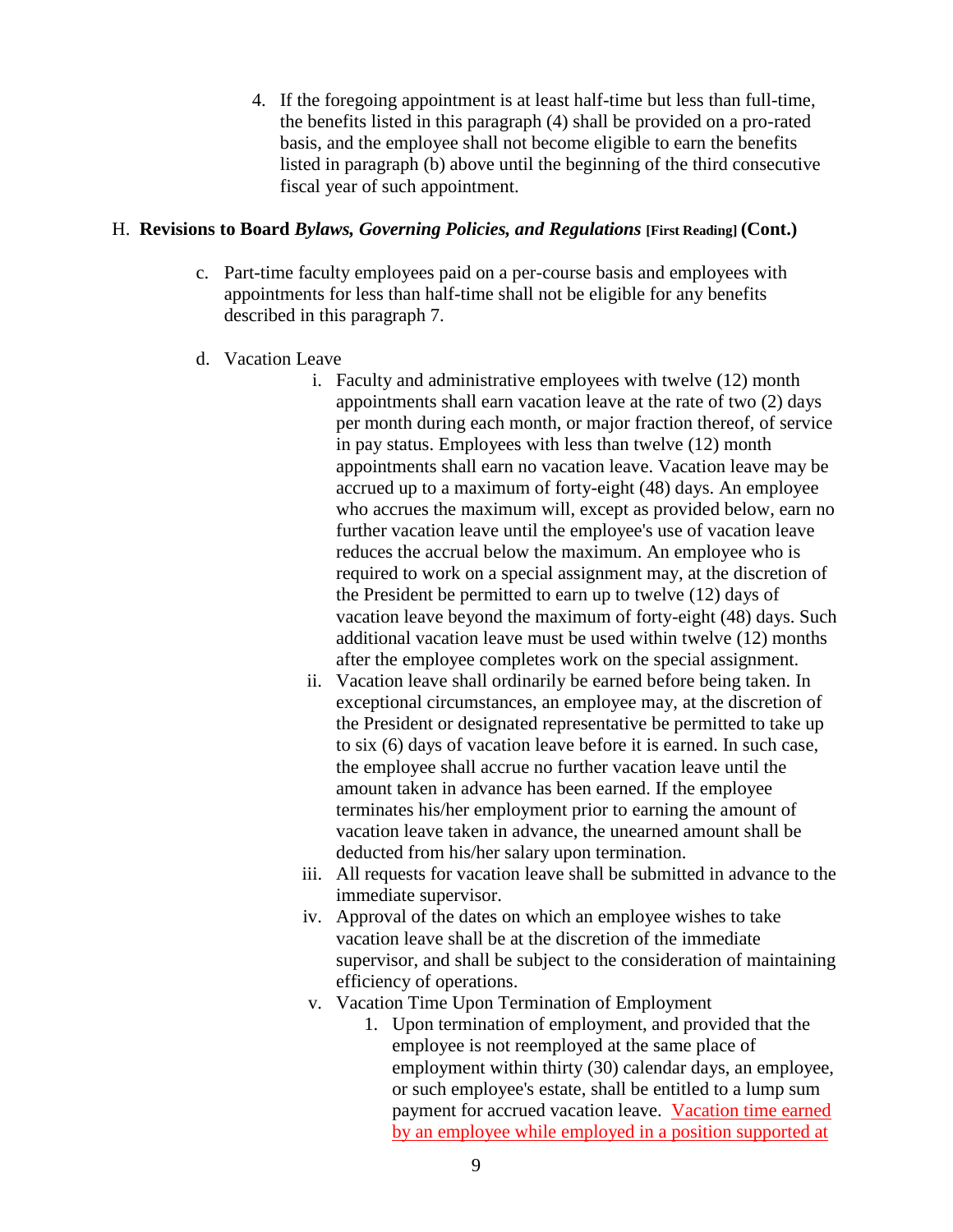4. If the foregoing appointment is at least half-time but less than full-time, the benefits listed in this paragraph (4) shall be provided on a pro-rated basis, and the employee shall not become eligible to earn the benefits listed in paragraph (b) above until the beginning of the third consecutive fiscal year of such appointment.

## H. Revisions to Board *Bylaws, Governing Policies, and Regulations* [First Reading] (Cont.)

c. Part-time faculty employees paid on a per-course basis and employees with appointments for less than half-time shall not be eligible for any benefits described in this paragraph 7.

d. Vacation Leave

   i. Faculty and administrative employees with twelve (12) month appointments shall earn vacation leave at the rate of two (2) days per month during each month, or major fraction thereof, of service in pay status. Employees with less than twelve (12) month appointments shall earn no vacation leave. Vacation leave may be accrued up to a maximum of forty-eight (48) days. An employee who accrues the maximum will, except as provided below, earn no further vacation leave until the employee's use of vacation leave reduces the accrual below the maximum. An employee who is required to work on a special assignment may, at the discretion of the President be permitted to earn up to twelve (12) days of vacation leave beyond the maximum of forty-eight (48) days. Such additional vacation leave must be used within twelve (12) months after the employee completes work on the special assignment.

   ii. Vacation leave shall ordinarily be earned before being taken. In exceptional circumstances, an employee may, at the discretion of the President or designated representative be permitted to take up to six (6) days of vacation leave before it is earned. In such case, the employee shall accrue no further vacation leave until the amount taken in advance has been earned. If the employee terminates his/her employment prior to earning the amount of vacation leave taken in advance, the unearned amount shall be deducted from his/her salary upon termination.

   iii. All requests for vacation leave shall be submitted in advance to the immediate supervisor.

   iv. Approval of the dates on which an employee wishes to take vacation leave shall be at the discretion of the immediate supervisor, and shall be subject to the consideration of maintaining efficiency of operations.

   v. Vacation Time Upon Termination of Employment

      1. Upon termination of employment, and provided that the employee is not reemployed at the same place of employment within thirty (30) calendar days, an employee, or such employee's estate, shall be entitled to a lump sum payment for accrued vacation leave. Vacation time earned by an employee while employed in a position supported at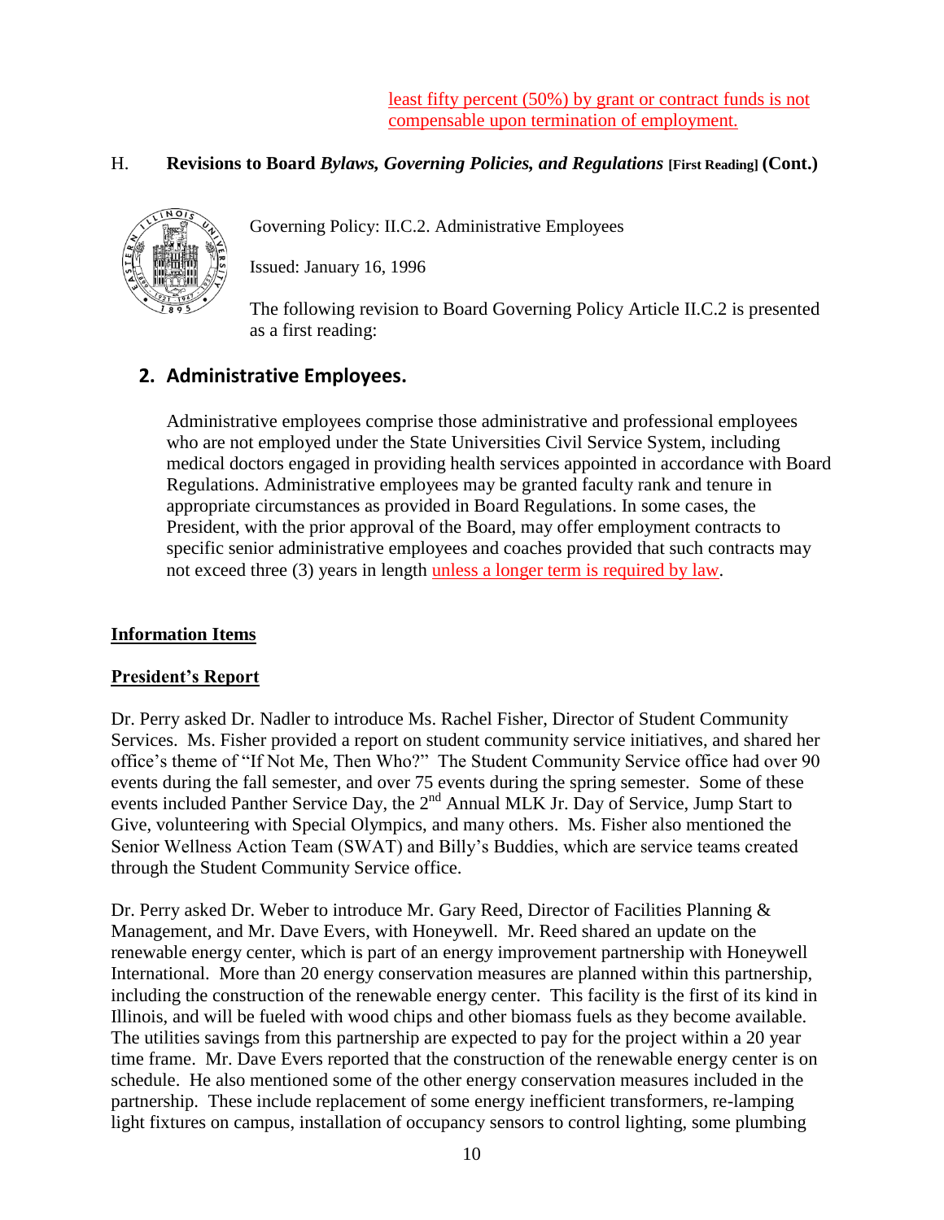least fifty percent (50%) by grant or contract funds is not compensable upon termination of employment.

H. **Revisions to Board *Bylaws, Governing Policies, and Regulations* [First Reading] (Cont.)**

Governing Policy: II.C.2. Administrative Employees

Issued: January 16, 1996

The following revision to Board Governing Policy Article II.C.2 is presented as a first reading:

## 2. Administrative Employees.

Administrative employees comprise those administrative and professional employees who are not employed under the State Universities Civil Service System, including medical doctors engaged in providing health services appointed in accordance with Board Regulations. Administrative employees may be granted faculty rank and tenure in appropriate circumstances as provided in Board Regulations. In some cases, the President, with the prior approval of the Board, may offer employment contracts to specific senior administrative employees and coaches provided that such contracts may not exceed three (3) years in length unless a longer term is required by law.

**Information Items**

**President's Report**

Dr. Perry asked Dr. Nadler to introduce Ms. Rachel Fisher, Director of Student Community Services. Ms. Fisher provided a report on student community service initiatives, and shared her office's theme of "If Not Me, Then Who?" The Student Community Service office had over 90 events during the fall semester, and over 75 events during the spring semester. Some of these events included Panther Service Day, the 2nd Annual MLK Jr. Day of Service, Jump Start to Give, volunteering with Special Olympics, and many others. Ms. Fisher also mentioned the Senior Wellness Action Team (SWAT) and Billy's Buddies, which are service teams created through the Student Community Service office.

Dr. Perry asked Dr. Weber to introduce Mr. Gary Reed, Director of Facilities Planning & Management, and Mr. Dave Evers, with Honeywell. Mr. Reed shared an update on the renewable energy center, which is part of an energy improvement partnership with Honeywell International. More than 20 energy conservation measures are planned within this partnership, including the construction of the renewable energy center. This facility is the first of its kind in Illinois, and will be fueled with wood chips and other biomass fuels as they become available. The utilities savings from this partnership are expected to pay for the project within a 20 year time frame. Mr. Dave Evers reported that the construction of the renewable energy center is on schedule. He also mentioned some of the other energy conservation measures included in the partnership. These include replacement of some energy inefficient transformers, re-lamping light fixtures on campus, installation of occupancy sensors to control lighting, some plumbing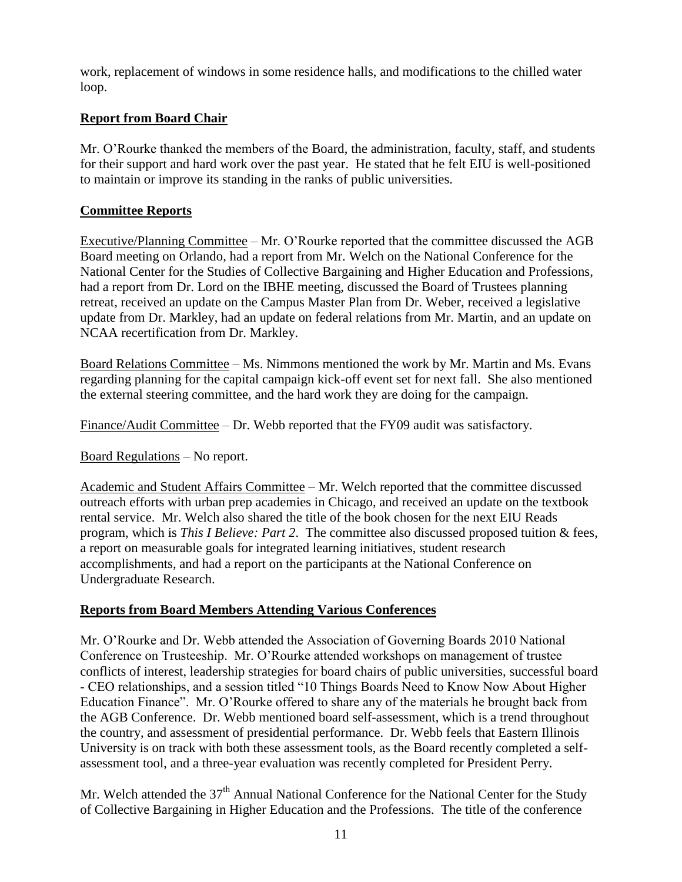work, replacement of windows in some residence halls, and modifications to the chilled water loop.

## Report from Board Chair

Mr. O'Rourke thanked the members of the Board, the administration, faculty, staff, and students for their support and hard work over the past year. He stated that he felt EIU is well-positioned to maintain or improve its standing in the ranks of public universities.

## Committee Reports

Executive/Planning Committee – Mr. O'Rourke reported that the committee discussed the AGB Board meeting on Orlando, had a report from Mr. Welch on the National Conference for the National Center for the Studies of Collective Bargaining and Higher Education and Professions, had a report from Dr. Lord on the IBHE meeting, discussed the Board of Trustees planning retreat, received an update on the Campus Master Plan from Dr. Weber, received a legislative update from Dr. Markley, had an update on federal relations from Mr. Martin, and an update on NCAA recertification from Dr. Markley.

Board Relations Committee – Ms. Nimmons mentioned the work by Mr. Martin and Ms. Evans regarding planning for the capital campaign kick-off event set for next fall. She also mentioned the external steering committee, and the hard work they are doing for the campaign.

Finance/Audit Committee – Dr. Webb reported that the FY09 audit was satisfactory.

Board Regulations – No report.

Academic and Student Affairs Committee – Mr. Welch reported that the committee discussed outreach efforts with urban prep academies in Chicago, and received an update on the textbook rental service. Mr. Welch also shared the title of the book chosen for the next EIU Reads program, which is *This I Believe: Part 2*. The committee also discussed proposed tuition & fees, a report on measurable goals for integrated learning initiatives, student research accomplishments, and had a report on the participants at the National Conference on Undergraduate Research.

## Reports from Board Members Attending Various Conferences

Mr. O'Rourke and Dr. Webb attended the Association of Governing Boards 2010 National Conference on Trusteeship. Mr. O'Rourke attended workshops on management of trustee conflicts of interest, leadership strategies for board chairs of public universities, successful board - CEO relationships, and a session titled "10 Things Boards Need to Know Now About Higher Education Finance". Mr. O'Rourke offered to share any of the materials he brought back from the AGB Conference. Dr. Webb mentioned board self-assessment, which is a trend throughout the country, and assessment of presidential performance. Dr. Webb feels that Eastern Illinois University is on track with both these assessment tools, as the Board recently completed a self-assessment tool, and a three-year evaluation was recently completed for President Perry.

Mr. Welch attended the 37th Annual National Conference for the National Center for the Study of Collective Bargaining in Higher Education and the Professions. The title of the conference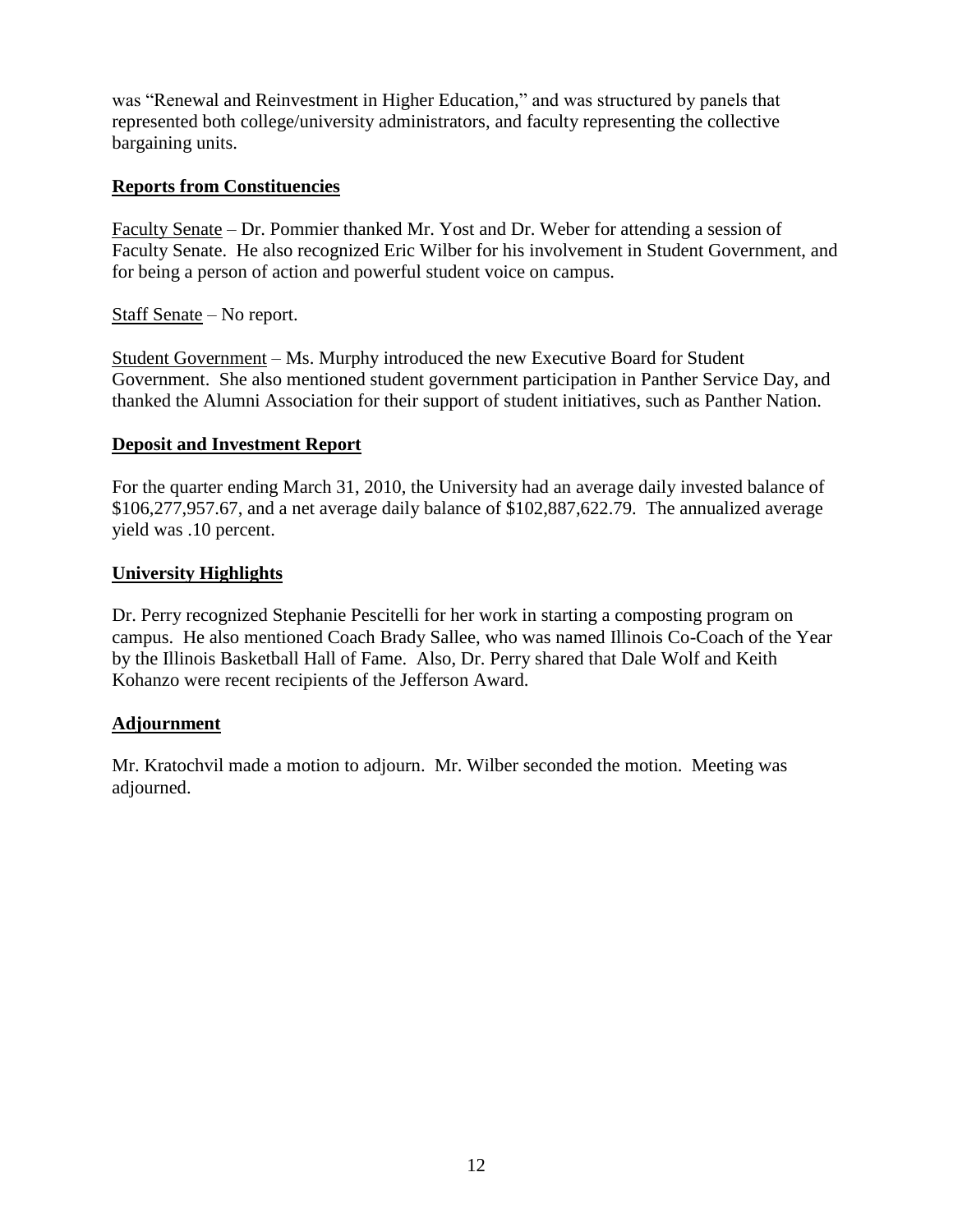was "Renewal and Reinvestment in Higher Education," and was structured by panels that represented both college/university administrators, and faculty representing the collective bargaining units.

**Reports from Constituencies**

Faculty Senate – Dr. Pommier thanked Mr. Yost and Dr. Weber for attending a session of Faculty Senate. He also recognized Eric Wilber for his involvement in Student Government, and for being a person of action and powerful student voice on campus.

Staff Senate – No report.

Student Government – Ms. Murphy introduced the new Executive Board for Student Government. She also mentioned student government participation in Panther Service Day, and thanked the Alumni Association for their support of student initiatives, such as Panther Nation.

**Deposit and Investment Report**

For the quarter ending March 31, 2010, the University had an average daily invested balance of $106,277,957.67, and a net average daily balance of $102,887,622.79. The annualized average yield was .10 percent.

**University Highlights**

Dr. Perry recognized Stephanie Pescitelli for her work in starting a composting program on campus. He also mentioned Coach Brady Sallee, who was named Illinois Co-Coach of the Year by the Illinois Basketball Hall of Fame. Also, Dr. Perry shared that Dale Wolf and Keith Kohanzo were recent recipients of the Jefferson Award.

**Adjournment**

Mr. Kratochvil made a motion to adjourn. Mr. Wilber seconded the motion. Meeting was adjourned.